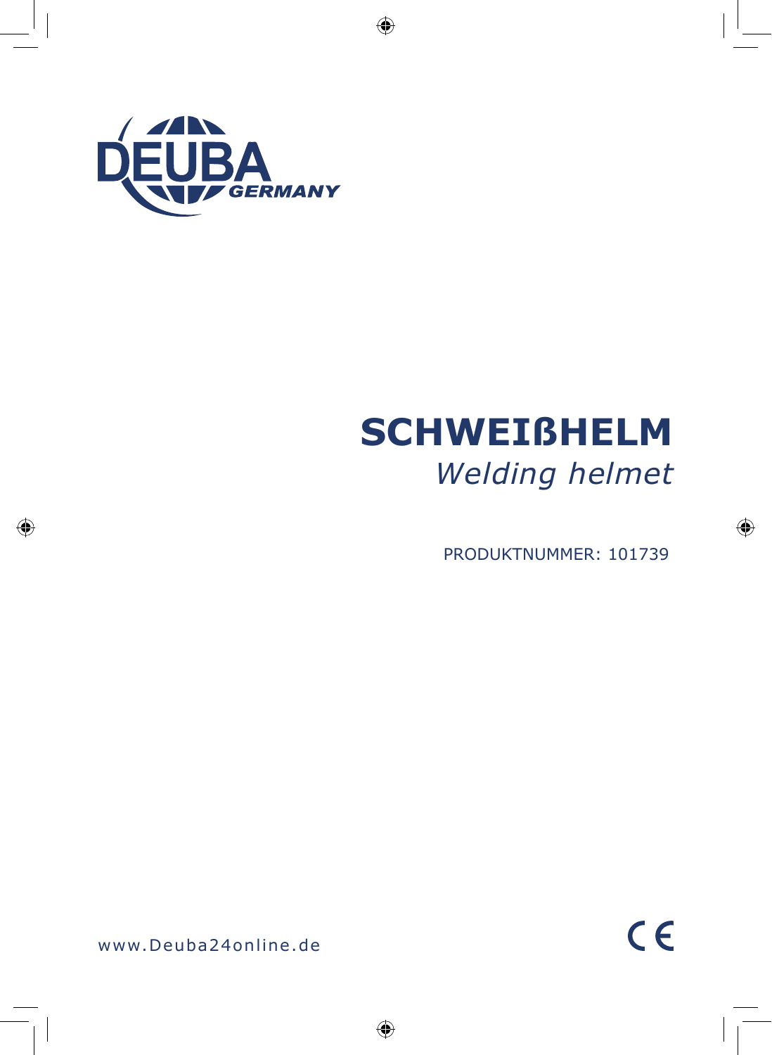DEUBA GERMANY

# SCHWEIßHELM

*Welding helmet*

PRODUKTNUMMER: 101739

www.Deuba24online.de

CE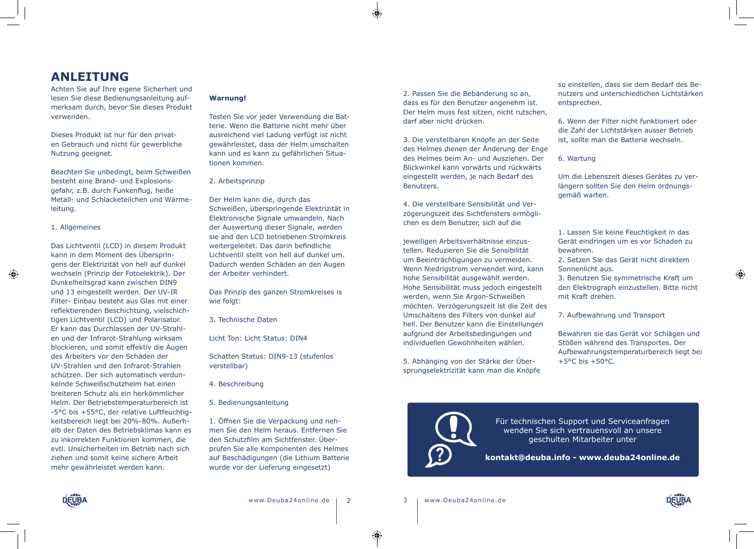# ANLEITUNG

Achten Sie auf Ihre eigene Sicherheit und lesen Sie diese Bedienungsanleitung aufmerksam durch, bevor Sie dieses Produkt verwenden.

Dieses Produkt ist nur für den privaten Gebrauch und nicht für gewerbliche Nutzung geeignet.

Beachten Sie unbedingt, beim Schweißen besteht eine Brand- und Explosionsgefahr, z.B. durch Funkenflug, heiße Metall- und Schlacketeilchen und Wärmeleitung.

1. Allgemeines

Das Lichtventil (LCD) in diesem Produkt kann in dem Moment des Überspringens der Elektrizität von hell auf dunkel wechseln (Prinzip der Fotoelektrik). Der Dunkelheitsgrad kann zwischen DIN9 und 13 eingestellt werden. Der UV-IR Filter- Einbau besteht aus Glas mit einer reflektierenden Beschichtung, vielschichtigen Lichtventil (LCD) und Polarisator. Er kann das Durchlassen der UV-Strahlen und der Infrarot-Strahlung wirksam blockieren, und somit effektiv die Augen des Arbeiters vor den Schäden der UV-Strahlen und den Infrarot-Strahlen schützen. Der sich automatisch verdunkelnde Schweißschutzhelm hat einen breiteren Schutz als ein herkömmlicher Helm. Der Betriebstemperaturbereich ist -5°C bis +55°C, der relative Luftfeuchtigkeitsbereich liegt bei 20%-80%. Außerhalb der Daten des Betriebsklimas kann es zu inkorrekten Funktionen kommen, die evtl. Unsicherheiten im Betrieb nach sich ziehen und somit keine sichere Arbeit mehr gewährleistet werden kann.

**Warnung!**

Testen Sie vor jeder Verwendung die Batterie. Wenn die Batterie nicht mehr über ausreichend viel Ladung verfügt ist nicht gewährleistet, dass der Helm umschalten kann und es kann zu gefährlichen Situationen kommen.

2. Arbeitsprinzip

Der Helm kann die, durch das Schweißen, überspringende Elektrizität in Elektronische Signale umwandeln. Nach der Auswertung dieser Signale, werden sie and den LCD betriebenen Stromkreis weitergeleitet. Das darin befindliche Lichtventil stellt von hell auf dunkel um. Dadurch werden Schäden an den Augen der Arbeiter verhindert.

Das Prinzip des ganzen Stromkreises ist wie folgt:

3. Technische Daten

Licht Ton: Licht Status: DIN4

Schatten Status: DIN9-13 (stufenlos verstellbar)

4. Beschreibung

5. Bedienungsanleitung

1. Öffnen Sie die Verpackung und nehmen Sie den Helm heraus. Entfernen Sie den Schutzfilm am Sichtfenster. Überprüfen Sie alle Komponenten des Helmes auf Beschädigungen (die Lithium Batterie wurde vor der Lieferung eingesetzt)

2. Passen Sie die Bebänderung so an, dass es für den Benutzer angenehm ist. Der Helm muss fest sitzen, nicht rutschen, darf aber nicht drücken.

3. Die verstellbaren Knöpfe an der Seite des Helmes dienen der Änderung der Enge des Helmes beim An- und Ausziehen. Der Blickwinkel kann vorwärts und rückwärts eingestellt werden, je nach Bedarf des Benutzers.

4. Die verstellbare Sensibilität und Verzögerungszeit des Sichtfensters ermöglichen es dem Benutzer, sich auf die jeweiligen Arbeitsverhältnisse einzustellen. Reduzieren Sie die Sensibilität um Beeinträchtigungen zu vermeiden. Wenn Niedrigstrom verwendet wird, kann hohe Sensibilität ausgewählt werden. Hohe Sensibilität muss jedoch eingestellt werden, wenn Sie Argon-Schweißen möchten. Verzögerungszeit ist die Zeit des Umschaltens des Filters von dunkel auf hell. Der Benutzer kann die Einstellungen aufgrund der Arbeitsbedingungen und individuellen Gewohnheiten wählen.

5. Abhänging von der Stärke der Übersprungselektrizität kann man die Knöpfe so einstellen, dass sie dem Bedarf des Benutzers und unterschiedlichen Lichtstärken entsprechen.

6. Wenn der Filter nicht funktioniert oder die Zahl der Lichtstärken ausser Betrieb ist, sollte man die Batterie wechseln.

6. Wartung

Um die Lebenszeit dieses Gerätes zu verlängern sollten Sie den Helm ordnungsgemäß warten.

1. Lassen Sie keine Feuchtigkeit in das Gerät eindringen um es vor Schaden zu bewahren.
2. Setzen Sie das Gerät nicht direktem Sonnenlicht aus.
3. Benutzen Sie symmetrische Kraft um den Elektrograph einzustellen. Bitte nicht mit Kraft drehen.

7. Aufbewahrung und Transport

Bewahren sie das Gerät vor Schlägen und Stößen während des Transportes. Der Aufbewahrungstemperaturbereich liegt bei +5°C bis +50°C.

Für technischen Support und Serviceanfragen wenden Sie sich vertrauensvoll an unsere geschulten Mitarbeiter unter

**kontakt@deuba.info - www.deuba24online.de**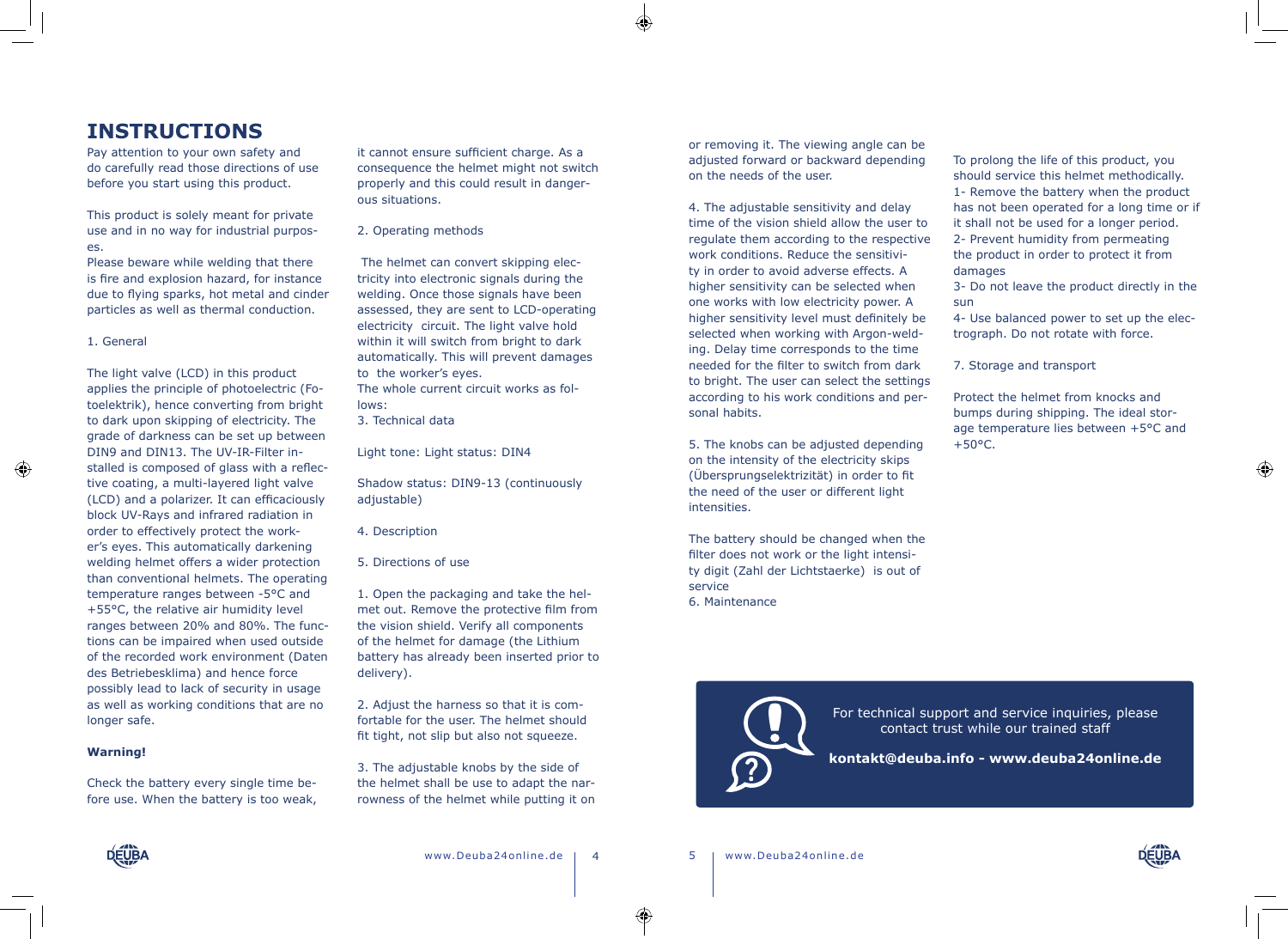# INSTRUCTIONS

Pay attention to your own safety and do carefully read those directions of use before you start using this product.

This product is solely meant for private use and in no way for industrial purposes.

Please beware while welding that there is fire and explosion hazard, for instance due to flying sparks, hot metal and cinder particles as well as thermal conduction.

1. General

The light valve (LCD) in this product applies the principle of photoelectric (Fotoelektrik), hence converting from bright to dark upon skipping of electricity. The grade of darkness can be set up between DIN9 and DIN13. The UV-IR-Filter installed is composed of glass with a reflective coating, a multi-layered light valve (LCD) and a polarizer. It can efficaciously block UV-Rays and infrared radiation in order to effectively protect the worker's eyes. This automatically darkening welding helmet offers a wider protection than conventional helmets. The operating temperature ranges between -5°C and +55°C, the relative air humidity level ranges between 20% and 80%. The functions can be impaired when used outside of the recorded work environment (Daten des Betriebesklima) and hence force possibly lead to lack of security in usage as well as working conditions that are no longer safe.

**Warning!**

Check the battery every single time before use. When the battery is too weak, it cannot ensure sufficient charge. As a consequence the helmet might not switch properly and this could result in dangerous situations.

2. Operating methods

The helmet can convert skipping electricity into electronic signals during the welding. Once those signals have been assessed, they are sent to LCD-operating electricity circuit. The light valve hold within it will switch from bright to dark automatically. This will prevent damages to the worker's eyes.
The whole current circuit works as follows:
3. Technical data

Light tone: Light status: DIN4

Shadow status: DIN9-13 (continuously adjustable)

4. Description

5. Directions of use

1. Open the packaging and take the helmet out. Remove the protective film from the vision shield. Verify all components of the helmet for damage (the Lithium battery has already been inserted prior to delivery).

2. Adjust the harness so that it is comfortable for the user. The helmet should fit tight, not slip but also not squeeze.

3. The adjustable knobs by the side of the helmet shall be use to adapt the narrowness of the helmet while putting it on or removing it. The viewing angle can be adjusted forward or backward depending on the needs of the user.

4. The adjustable sensitivity and delay time of the vision shield allow the user to regulate them according to the respective work conditions. Reduce the sensitivity in order to avoid adverse effects. A higher sensitivity can be selected when one works with low electricity power. A higher sensitivity level must definitely be selected when working with Argon-welding. Delay time corresponds to the time needed for the filter to switch from dark to bright. The user can select the settings according to his work conditions and personal habits.

5. The knobs can be adjusted depending on the intensity of the electricity skips (Übersprungselektrizität) in order to fit the need of the user or different light intensities.

The battery should be changed when the filter does not work or the light intensity digit (Zahl der Lichtstaerke) is out of service
6. Maintenance

To prolong the life of this product, you should service this helmet methodically.
1- Remove the battery when the product has not been operated for a long time or if it shall not be used for a longer period.
2- Prevent humidity from permeating the product in order to protect it from damages
3- Do not leave the product directly in the sun
4- Use balanced power to set up the electrograph. Do not rotate with force.

7. Storage and transport

Protect the helmet from knocks and bumps during shipping. The ideal storage temperature lies between +5°C and +50°C.

For technical support and service inquiries, please contact trust while our trained staff

**kontakt@deuba.info - www.deuba24online.de**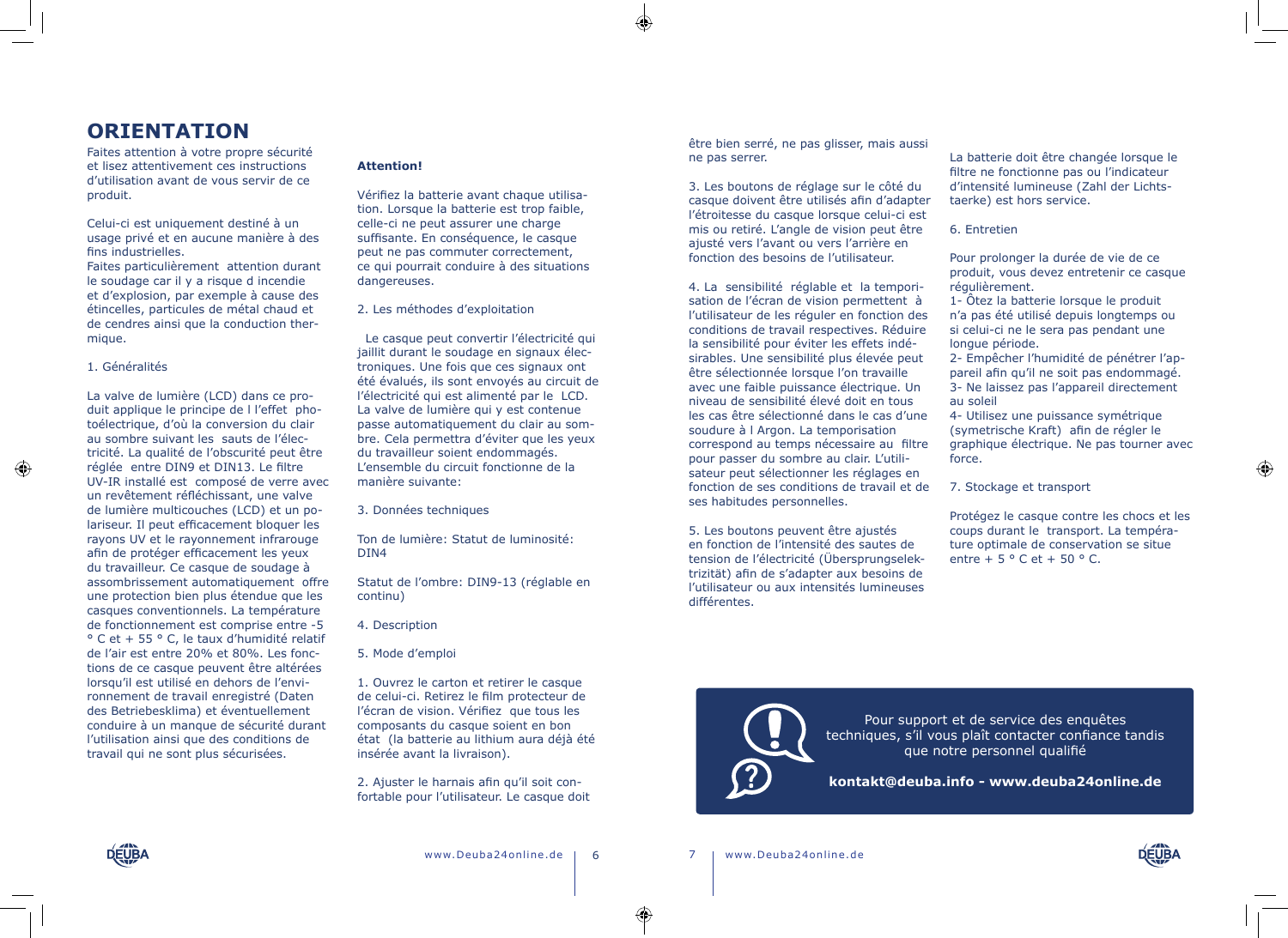# ORIENTATION

Faites attention à votre propre sécurité et lisez attentivement ces instructions d'utilisation avant de vous servir de ce produit.

Celui-ci est uniquement destiné à un usage privé et en aucune manière à des fins industrielles.
Faites particulièrement attention durant le soudage car il y a risque d incendie et d'explosion, par exemple à cause des étincelles, particules de métal chaud et de cendres ainsi que la conduction thermique.

1. Généralités

La valve de lumière (LCD) dans ce produit applique le principe de l l'effet photoélectrique, d'où la conversion du clair au sombre suivant les sauts de l'électricité. La qualité de l'obscurité peut être réglée entre DIN9 et DIN13. Le filtre UV-IR installé est composé de verre avec un revêtement réfléchissant, une valve de lumière multicouches (LCD) et un polariseur. Il peut efficacement bloquer les rayons UV et le rayonnement infrarouge afin de protéger efficacement les yeux du travailleur. Ce casque de soudage à assombrissement automatiquement offre une protection bien plus étendue que les casques conventionnels. La température de fonctionnement est comprise entre -5 ° C et + 55 ° C, le taux d'humidité relatif de l'air est entre 20% et 80%. Les fonctions de ce casque peuvent être altérées lorsqu'il est utilisé en dehors de l'environnement de travail enregistré (Daten des Betriebesklima) et éventuellement conduire à un manque de sécurité durant l'utilisation ainsi que des conditions de travail qui ne sont plus sécurisées.

**Attention!**

Vérifiez la batterie avant chaque utilisation. Lorsque la batterie est trop faible, celle-ci ne peut assurer une charge suffisante. En conséquence, le casque peut ne pas commuter correctement, ce qui pourrait conduire à des situations dangereuses.

2. Les méthodes d'exploitation

Le casque peut convertir l'électricité qui jaillit durant le soudage en signaux électroniques. Une fois que ces signaux ont été évalués, ils sont envoyés au circuit de l'électricité qui est alimenté par le LCD. La valve de lumière qui y est contenue passe automatiquement du clair au sombre. Cela permettra d'éviter que les yeux du travailleur soient endommagés. L'ensemble du circuit fonctionne de la manière suivante:

3. Données techniques

Ton de lumière: Statut de luminosité: DIN4

Statut de l'ombre: DIN9-13 (réglable en continu)

4. Description

5. Mode d'emploi

1. Ouvrez le carton et retirer le casque de celui-ci. Retirez le film protecteur de l'écran de vision. Vérifiez que tous les composants du casque soient en bon état (la batterie au lithium aura déjà été insérée avant la livraison).

2. Ajuster le harnais afin qu'il soit confortable pour l'utilisateur. Le casque doit être bien serré, ne pas glisser, mais aussi ne pas serrer.

3. Les boutons de réglage sur le côté du casque doivent être utilisés afin d'adapter l'étroitesse du casque lorsque celui-ci est mis ou retiré. L'angle de vision peut être ajusté vers l'avant ou vers l'arrière en fonction des besoins de l'utilisateur.

4. La sensibilité réglable et la temporisation de l'écran de vision permettent à l'utilisateur de les réguler en fonction des conditions de travail respectives. Réduire la sensibilité pour éviter les effets indésirables. Une sensibilité plus élevée peut être sélectionnée lorsque l'on travaille avec une faible puissance électrique. Un niveau de sensibilité élevé doit en tous les cas être sélectionné dans le cas d'une soudure à l Argon. La temporisation correspond au temps nécessaire au filtre pour passer du sombre au clair. L'utilisateur peut sélectionner les réglages en fonction de ses conditions de travail et de ses habitudes personnelles.

5. Les boutons peuvent être ajustés en fonction de l'intensité des sautes de tension de l'électricité (Übersprungselektrizität) afin de s'adapter aux besoins de l'utilisateur ou aux intensités lumineuses différentes.

La batterie doit être changée lorsque le filtre ne fonctionne pas ou l'indicateur d'intensité lumineuse (Zahl der Lichtstaerke) est hors service.

6. Entretien

Pour prolonger la durée de vie de ce produit, vous devez entretenir ce casque régulièrement.
1- Ôtez la batterie lorsque le produit n'a pas été utilisé depuis longtemps ou si celui-ci ne le sera pas pendant une longue période.
2- Empêcher l'humidité de pénétrer l'appareil afin qu'il ne soit pas endommagé.
3- Ne laissez pas l'appareil directement au soleil
4- Utilisez une puissance symétrique (symetrische Kraft) afin de régler le graphique électrique. Ne pas tourner avec force.

7. Stockage et transport

Protégez le casque contre les chocs et les coups durant le transport. La température optimale de conservation se situe entre + 5 ° C et + 50 ° C.

Pour support et de service des enquêtes techniques, s'il vous plaît contacter confiance tandis que notre personnel qualifié

**kontakt@deuba.info - www.deuba24online.de**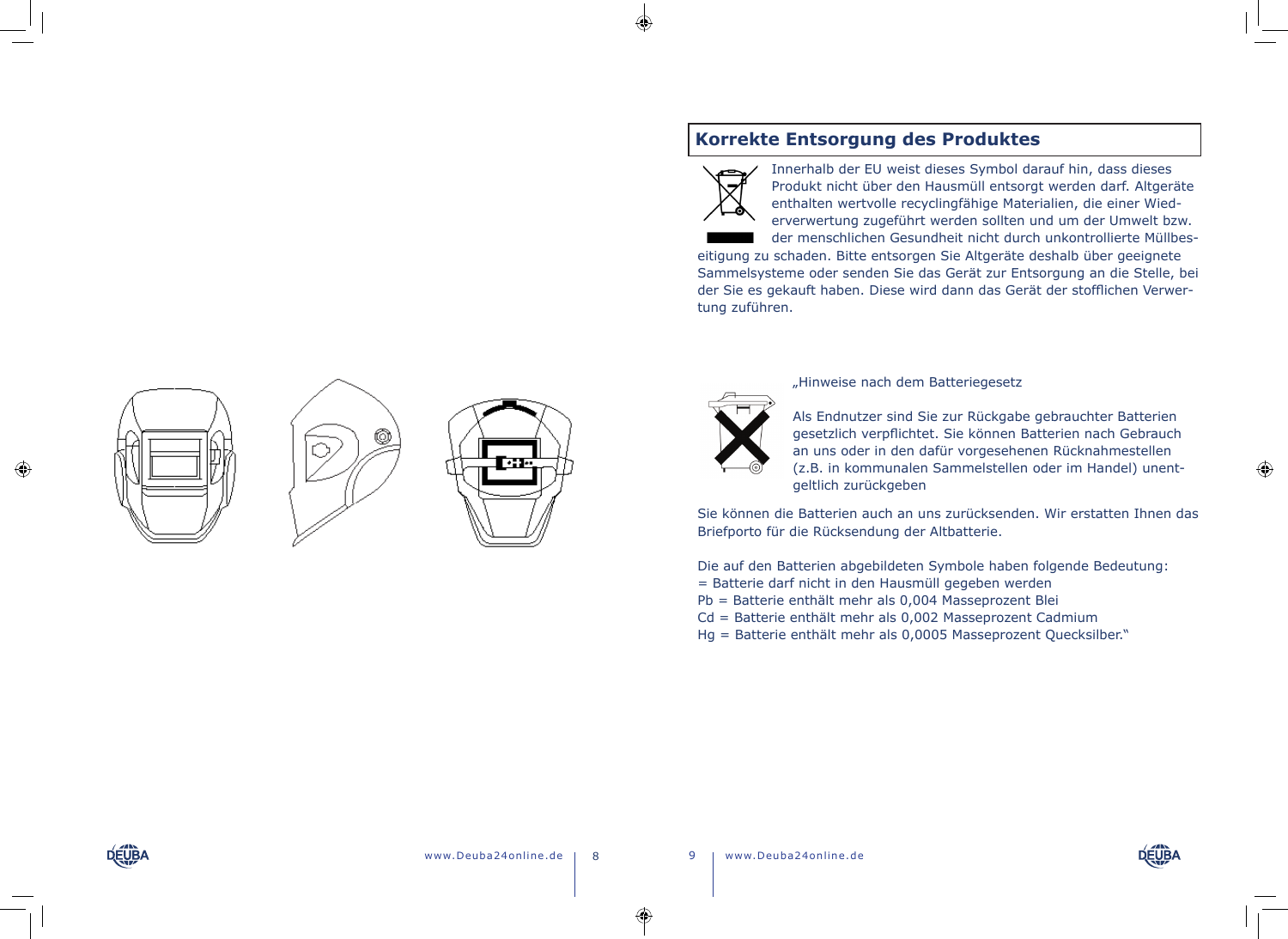## Korrekte Entsorgung des Produktes

Innerhalb der EU weist dieses Symbol darauf hin, dass dieses Produkt nicht über den Hausmüll entsorgt werden darf. Altgeräte enthalten wertvolle recyclingfähige Materialien, die einer Wiederverwertung zugeführt werden sollten und um der Umwelt bzw. der menschlichen Gesundheit nicht durch unkontrollierte Müllbeseitigung zu schaden. Bitte entsorgen Sie Altgeräte deshalb über geeignete Sammelsysteme oder senden Sie das Gerät zur Entsorgung an die Stelle, bei der Sie es gekauft haben. Diese wird dann das Gerät der stofflichen Verwertung zuführen.

„Hinweise nach dem Batteriegesetz

Als Endnutzer sind Sie zur Rückgabe gebrauchter Batterien gesetzlich verpflichtet. Sie können Batterien nach Gebrauch an uns oder in den dafür vorgesehenen Rücknahmestellen (z.B. in kommunalen Sammelstellen oder im Handel) unentgeltlich zurückgeben

Sie können die Batterien auch an uns zurücksenden. Wir erstatten Ihnen das Briefporto für die Rücksendung der Altbatterie.

Die auf den Batterien abgebildeten Symbole haben folgende Bedeutung:
= Batterie darf nicht in den Hausmüll gegeben werden
Pb = Batterie enthält mehr als 0,004 Masseprozent Blei
Cd = Batterie enthält mehr als 0,002 Masseprozent Cadmium
Hg = Batterie enthält mehr als 0,0005 Masseprozent Quecksilber."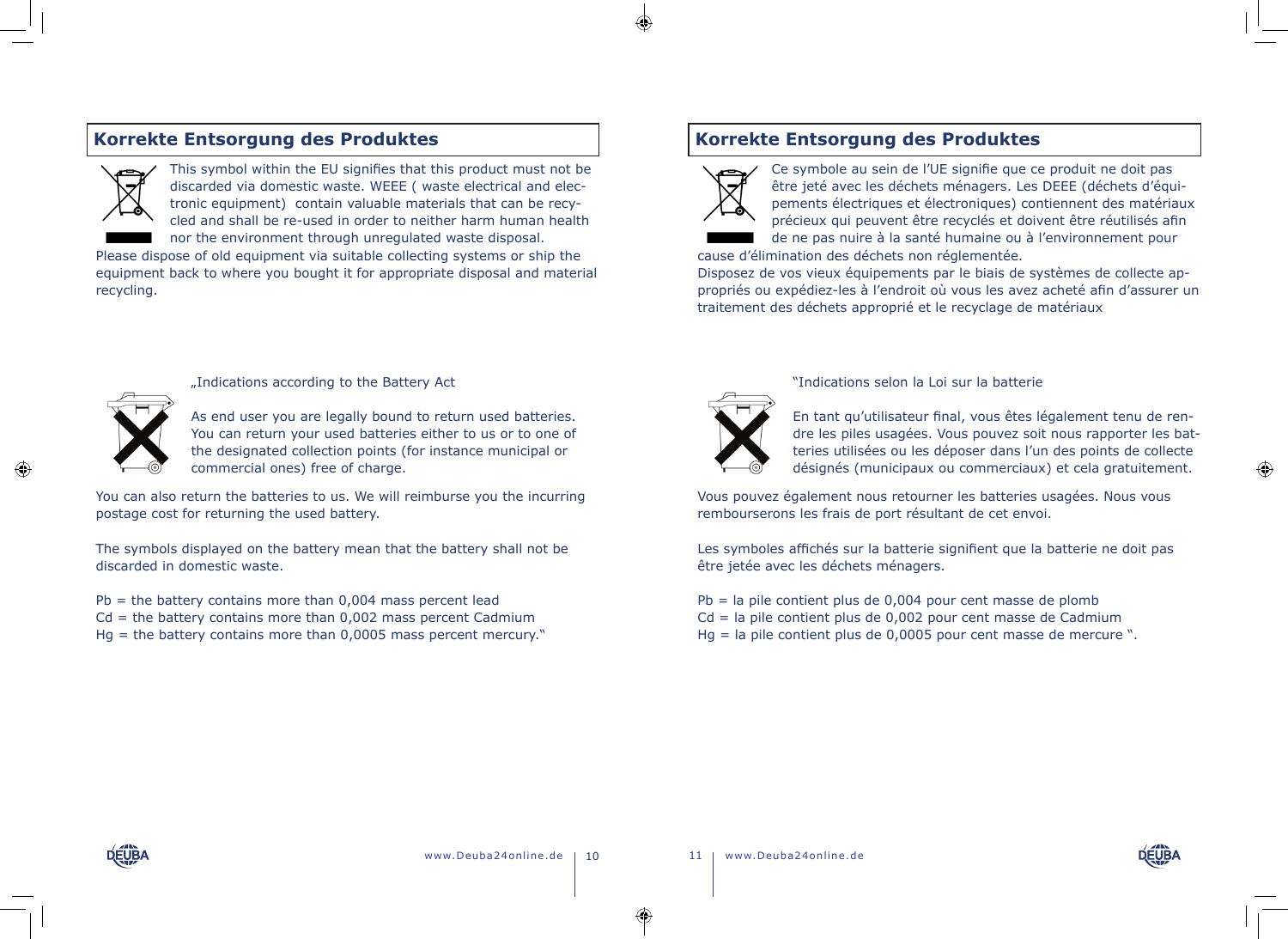## Korrekte Entsorgung des Produktes

This symbol within the EU signifies that this product must not be discarded via domestic waste. WEEE ( waste electrical and electronic equipment) contain valuable materials that can be recycled and shall be re-used in order to neither harm human health nor the environment through unregulated waste disposal.
Please dispose of old equipment via suitable collecting systems or ship the equipment back to where you bought it for appropriate disposal and material recycling.

„Indications according to the Battery Act

As end user you are legally bound to return used batteries. You can return your used batteries either to us or to one of the designated collection points (for instance municipal or commercial ones) free of charge.

You can also return the batteries to us. We will reimburse you the incurring postage cost for returning the used battery.

The symbols displayed on the battery mean that the battery shall not be discarded in domestic waste.

Pb = the battery contains more than 0,004 mass percent lead
Cd = the battery contains more than 0,002 mass percent Cadmium
Hg = the battery contains more than 0,0005 mass percent mercury."

## Korrekte Entsorgung des Produktes

Ce symbole au sein de l'UE signifie que ce produit ne doit pas être jeté avec les déchets ménagers. Les DEEE (déchets d'équipements électriques et électroniques) contiennent des matériaux précieux qui peuvent être recyclés et doivent être réutilisés afin de ne pas nuire à la santé humaine ou à l'environnement pour cause d'élimination des déchets non réglementée.
Disposez de vos vieux équipements par le biais de systèmes de collecte appropriés ou expédiez-les à l'endroit où vous les avez acheté afin d'assurer un traitement des déchets approprié et le recyclage de matériaux

"Indications selon la Loi sur la batterie

En tant qu'utilisateur final, vous êtes légalement tenu de rendre les piles usagées. Vous pouvez soit nous rapporter les batteries utilisées ou les déposer dans l'un des points de collecte désignés (municipaux ou commerciaux) et cela gratuitement.

Vous pouvez également nous retourner les batteries usagées. Nous vous rembourserons les frais de port résultant de cet envoi.

Les symboles affichés sur la batterie signifient que la batterie ne doit pas être jetée avec les déchets ménagers.

Pb = la pile contient plus de 0,004 pour cent masse de plomb
Cd = la pile contient plus de 0,002 pour cent masse de Cadmium
Hg = la pile contient plus de 0,0005 pour cent masse de mercure ".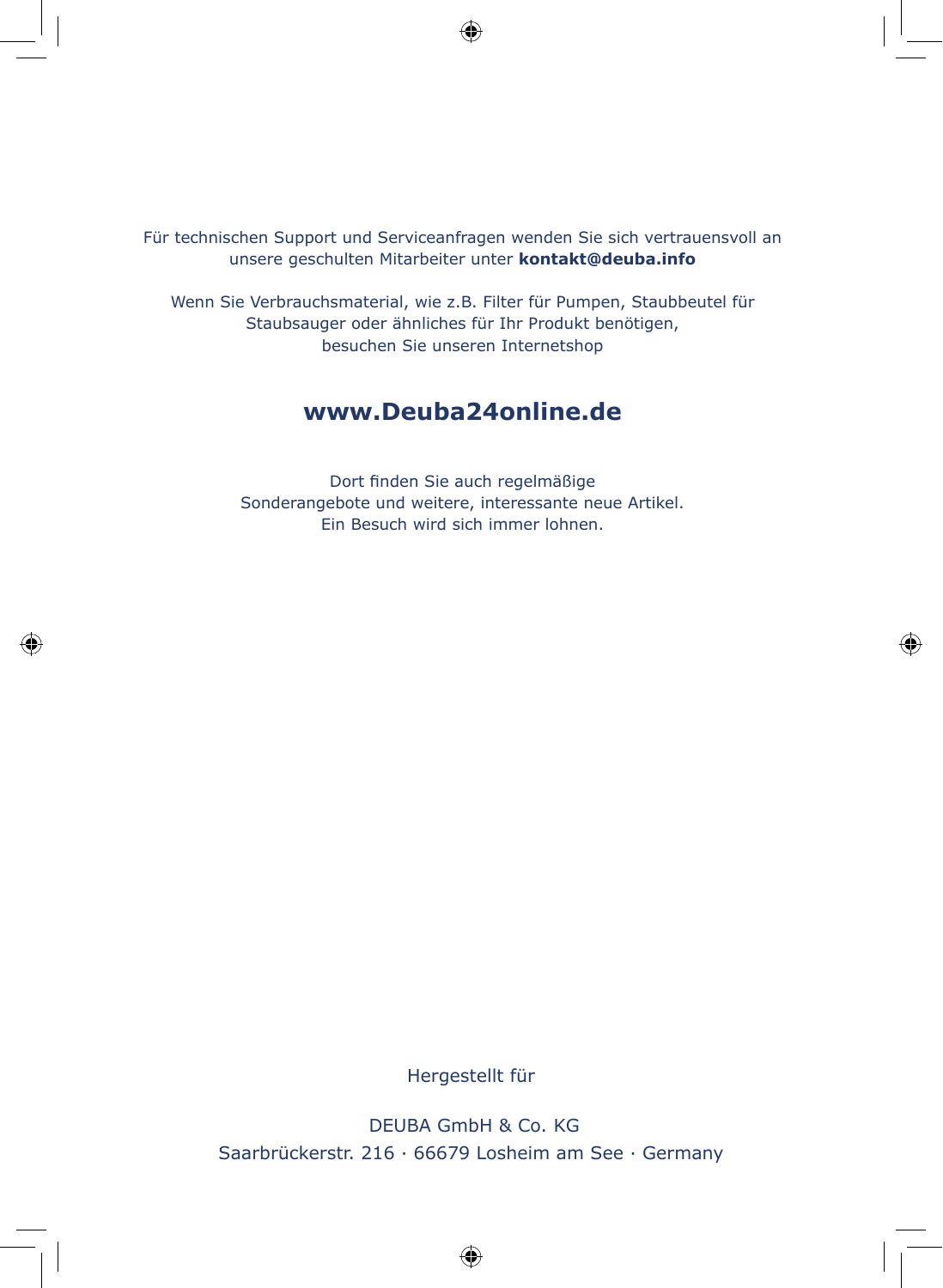Für technischen Support und Serviceanfragen wenden Sie sich vertrauensvoll an unsere geschulten Mitarbeiter unter **kontakt@deuba.info**

Wenn Sie Verbrauchsmaterial, wie z.B. Filter für Pumpen, Staubbeutel für Staubsauger oder ähnliches für Ihr Produkt benötigen, besuchen Sie unseren Internetshop

## www.Deuba24online.de

Dort finden Sie auch regelmäßige Sonderangebote und weitere, interessante neue Artikel. Ein Besuch wird sich immer lohnen.

Hergestellt für

DEUBA GmbH & Co. KG
Saarbrückerstr. 216 · 66679 Losheim am See · Germany